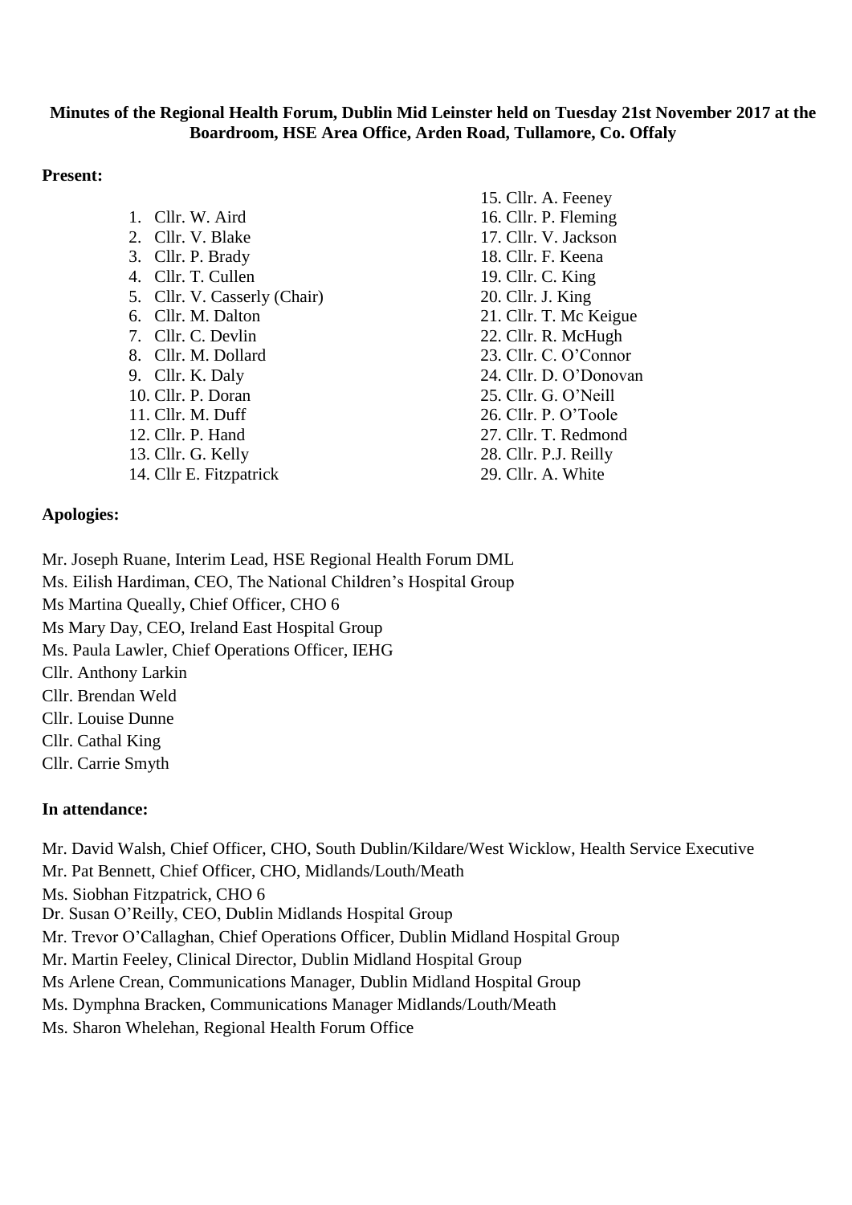**Minutes of the Regional Health Forum, Dublin Mid Leinster held on Tuesday 21st November 2017 at the Boardroom, HSE Area Office, Arden Road, Tullamore, Co. Offaly**

**Present:**

1. Cllr. W. Aird
2. Cllr. V. Blake
3. Cllr. P. Brady
4. Cllr. T. Cullen
5. Cllr. V. Casserly (Chair)
6. Cllr. M. Dalton
7. Cllr. C. Devlin
8. Cllr. M. Dollard
9. Cllr. K. Daly
10. Cllr. P. Doran
11. Cllr. M. Duff
12. Cllr. P. Hand
13. Cllr. G. Kelly
14. Cllr E. Fitzpatrick
15. Cllr. A. Feeney
16. Cllr. P. Fleming
17. Cllr. V. Jackson
18. Cllr. F. Keena
19. Cllr. C. King
20. Cllr. J. King
21. Cllr. T. Mc Keigue
22. Cllr. R. McHugh
23. Cllr. C. O'Connor
24. Cllr. D. O'Donovan
25. Cllr. G. O'Neill
26. Cllr. P. O'Toole
27. Cllr. T. Redmond
28. Cllr. P.J. Reilly
29. Cllr. A. White

**Apologies:**

Mr. Joseph Ruane, Interim Lead, HSE Regional Health Forum DML
Ms. Eilish Hardiman, CEO, The National Children's Hospital Group
Ms Martina Queally, Chief Officer, CHO 6
Ms Mary Day, CEO, Ireland East Hospital Group
Ms. Paula Lawler, Chief Operations Officer, IEHG
Cllr. Anthony Larkin
Cllr. Brendan Weld
Cllr. Louise Dunne
Cllr. Cathal King
Cllr. Carrie Smyth

**In attendance:**

Mr. David Walsh, Chief Officer, CHO, South Dublin/Kildare/West Wicklow, Health Service Executive
Mr. Pat Bennett, Chief Officer, CHO, Midlands/Louth/Meath
Ms. Siobhan Fitzpatrick, CHO 6
Dr. Susan O'Reilly, CEO, Dublin Midlands Hospital Group
Mr. Trevor O'Callaghan, Chief Operations Officer, Dublin Midland Hospital Group
Mr. Martin Feeley, Clinical Director, Dublin Midland Hospital Group
Ms Arlene Crean, Communications Manager, Dublin Midland Hospital Group
Ms. Dymphna Bracken, Communications Manager Midlands/Louth/Meath
Ms. Sharon Whelehan, Regional Health Forum Office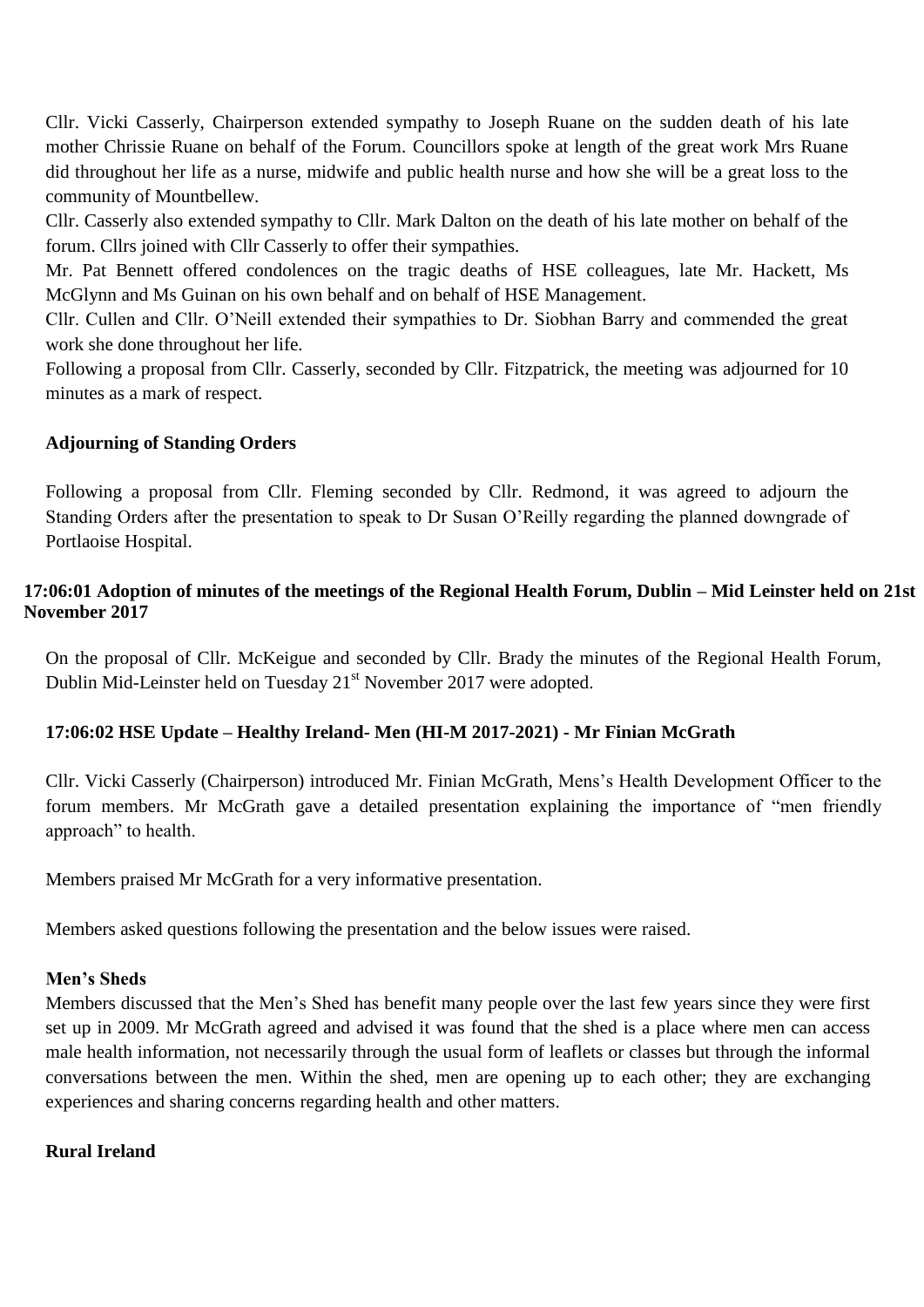Cllr. Vicki Casserly, Chairperson extended sympathy to Joseph Ruane on the sudden death of his late mother Chrissie Ruane on behalf of the Forum. Councillors spoke at length of the great work Mrs Ruane did throughout her life as a nurse, midwife and public health nurse and how she will be a great loss to the community of Mountbellew.

Cllr. Casserly also extended sympathy to Cllr. Mark Dalton on the death of his late mother on behalf of the forum. Cllrs joined with Cllr Casserly to offer their sympathies.

Mr. Pat Bennett offered condolences on the tragic deaths of HSE colleagues, late Mr. Hackett, Ms McGlynn and Ms Guinan on his own behalf and on behalf of HSE Management.

Cllr. Cullen and Cllr. O'Neill extended their sympathies to Dr. Siobhan Barry and commended the great work she done throughout her life.

Following a proposal from Cllr. Casserly, seconded by Cllr. Fitzpatrick, the meeting was adjourned for 10 minutes as a mark of respect.

**Adjourning of Standing Orders**

Following a proposal from Cllr. Fleming seconded by Cllr. Redmond, it was agreed to adjourn the Standing Orders after the presentation to speak to Dr Susan O'Reilly regarding the planned downgrade of Portlaoise Hospital.

**17:06:01 Adoption of minutes of the meetings of the Regional Health Forum, Dublin – Mid Leinster held on 21st November 2017**

On the proposal of Cllr. McKeigue and seconded by Cllr. Brady the minutes of the Regional Health Forum, Dublin Mid-Leinster held on Tuesday 21st November 2017 were adopted.

**17:06:02 HSE Update – Healthy Ireland- Men (HI-M 2017-2021) - Mr Finian McGrath**

Cllr. Vicki Casserly (Chairperson) introduced Mr. Finian McGrath, Mens's Health Development Officer to the forum members. Mr McGrath gave a detailed presentation explaining the importance of "men friendly approach" to health.

Members praised Mr McGrath for a very informative presentation.

Members asked questions following the presentation and the below issues were raised.

**Men's Sheds**

Members discussed that the Men's Shed has benefit many people over the last few years since they were first set up in 2009. Mr McGrath agreed and advised it was found that the shed is a place where men can access male health information, not necessarily through the usual form of leaflets or classes but through the informal conversations between the men. Within the shed, men are opening up to each other; they are exchanging experiences and sharing concerns regarding health and other matters.

**Rural Ireland**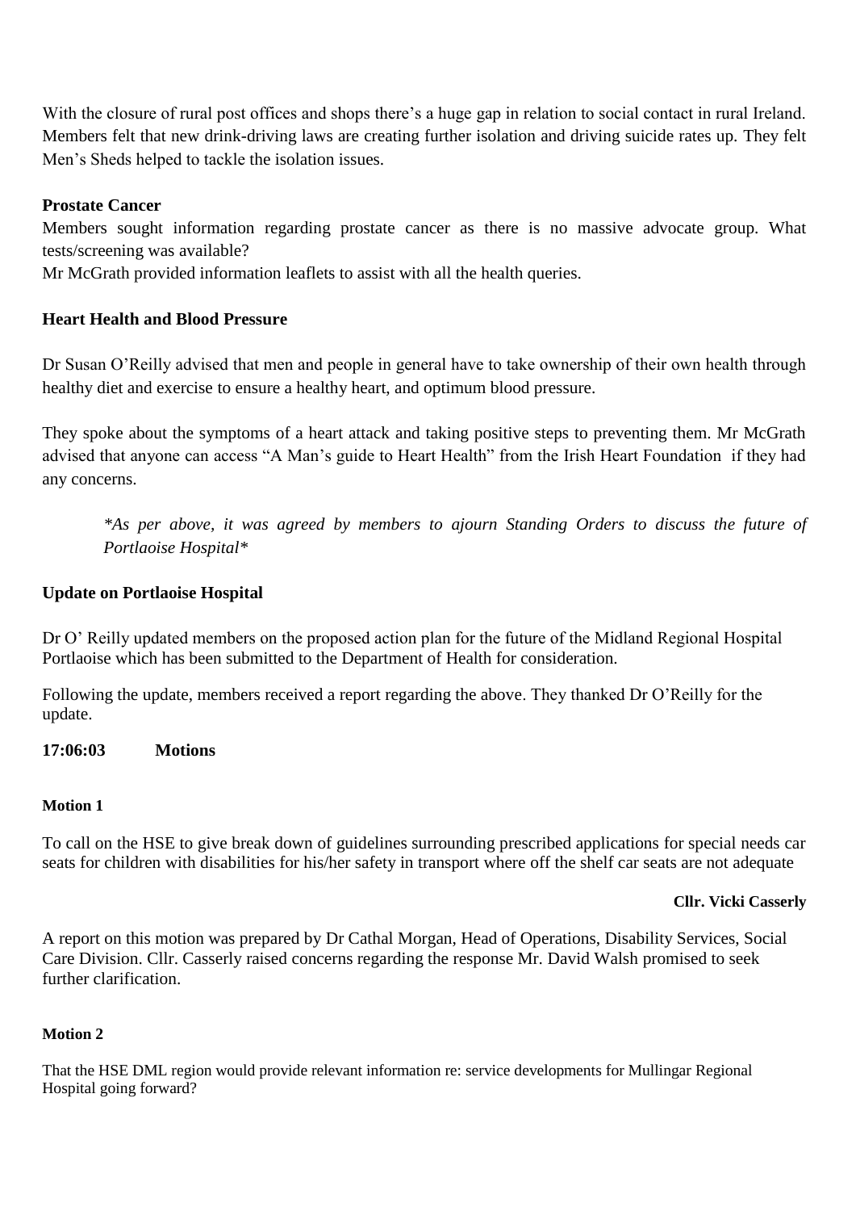With the closure of rural post offices and shops there's a huge gap in relation to social contact in rural Ireland. Members felt that new drink-driving laws are creating further isolation and driving suicide rates up. They felt Men's Sheds helped to tackle the isolation issues.

**Prostate Cancer**

Members sought information regarding prostate cancer as there is no massive advocate group. What tests/screening was available?

Mr McGrath provided information leaflets to assist with all the health queries.

**Heart Health and Blood Pressure**

Dr Susan O'Reilly advised that men and people in general have to take ownership of their own health through healthy diet and exercise to ensure a healthy heart, and optimum blood pressure.

They spoke about the symptoms of a heart attack and taking positive steps to preventing them. Mr McGrath advised that anyone can access "A Man's guide to Heart Health" from the Irish Heart Foundation if they had any concerns.

> *\*As per above, it was agreed by members to ajourn Standing Orders to discuss the future of Portlaoise Hospital\**

**Update on Portlaoise Hospital**

Dr O' Reilly updated members on the proposed action plan for the future of the Midland Regional Hospital Portlaoise which has been submitted to the Department of Health for consideration.

Following the update, members received a report regarding the above. They thanked Dr O'Reilly for the update.

**17:06:03 Motions**

**Motion 1**

To call on the HSE to give break down of guidelines surrounding prescribed applications for special needs car seats for children with disabilities for his/her safety in transport where off the shelf car seats are not adequate

**Cllr. Vicki Casserly**

A report on this motion was prepared by Dr Cathal Morgan, Head of Operations, Disability Services, Social Care Division. Cllr. Casserly raised concerns regarding the response Mr. David Walsh promised to seek further clarification.

**Motion 2**

That the HSE DML region would provide relevant information re: service developments for Mullingar Regional Hospital going forward?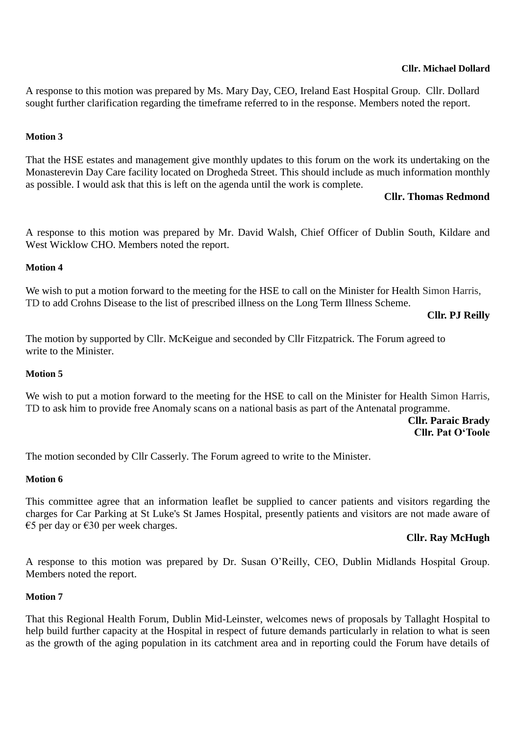**Cllr. Michael Dollard**

A response to this motion was prepared by Ms. Mary Day, CEO, Ireland East Hospital Group. Cllr. Dollard sought further clarification regarding the timeframe referred to in the response. Members noted the report.

**Motion 3**

That the HSE estates and management give monthly updates to this forum on the work its undertaking on the Monasterevin Day Care facility located on Drogheda Street. This should include as much information monthly as possible. I would ask that this is left on the agenda until the work is complete.

**Cllr. Thomas Redmond**

A response to this motion was prepared by Mr. David Walsh, Chief Officer of Dublin South, Kildare and West Wicklow CHO. Members noted the report.

**Motion 4**

We wish to put a motion forward to the meeting for the HSE to call on the Minister for Health Simon Harris, TD to add Crohns Disease to the list of prescribed illness on the Long Term Illness Scheme.

**Cllr. PJ Reilly**

The motion by supported by Cllr. McKeigue and seconded by Cllr Fitzpatrick. The Forum agreed to write to the Minister.

**Motion 5**

We wish to put a motion forward to the meeting for the HSE to call on the Minister for Health Simon Harris, TD to ask him to provide free Anomaly scans on a national basis as part of the Antenatal programme.

**Cllr. Paraic Brady**
**Cllr. Pat O'Toole**

The motion seconded by Cllr Casserly. The Forum agreed to write to the Minister.

**Motion 6**

This committee agree that an information leaflet be supplied to cancer patients and visitors regarding the charges for Car Parking at St Luke's St James Hospital, presently patients and visitors are not made aware of €5 per day or €30 per week charges.

**Cllr. Ray McHugh**

A response to this motion was prepared by Dr. Susan O'Reilly, CEO, Dublin Midlands Hospital Group. Members noted the report.

**Motion 7**

That this Regional Health Forum, Dublin Mid-Leinster, welcomes news of proposals by Tallaght Hospital to help build further capacity at the Hospital in respect of future demands particularly in relation to what is seen as the growth of the aging population in its catchment area and in reporting could the Forum have details of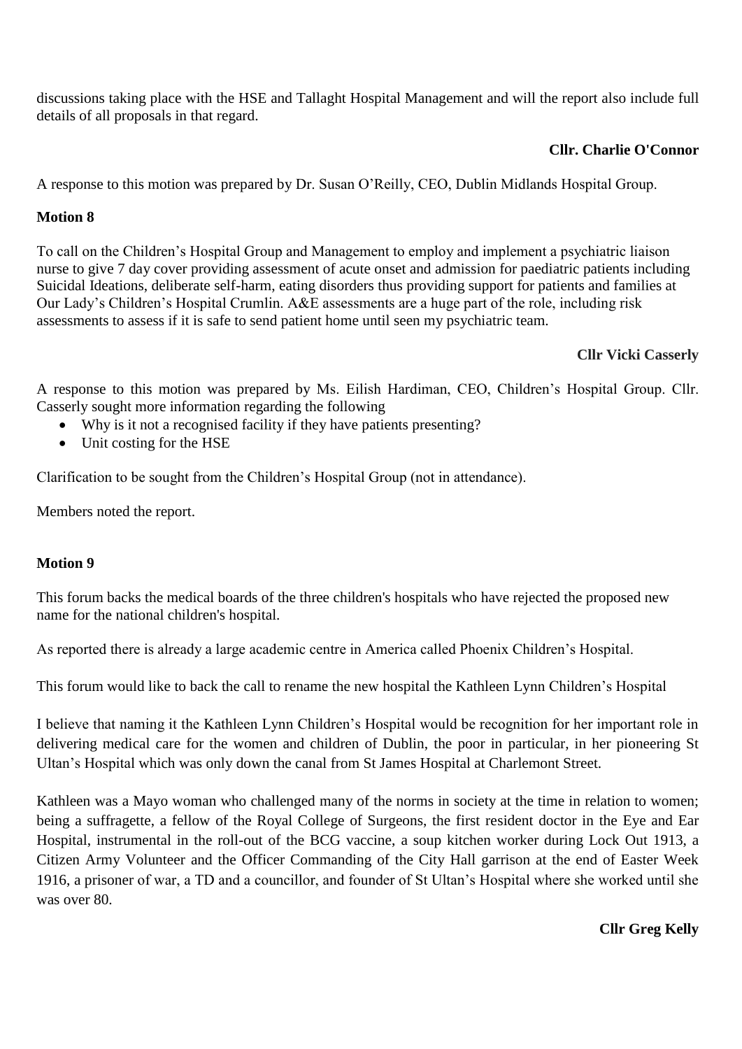discussions taking place with the HSE and Tallaght Hospital Management and will the report also include full details of all proposals in that regard.

**Cllr. Charlie O'Connor**

A response to this motion was prepared by Dr. Susan O'Reilly, CEO, Dublin Midlands Hospital Group.

**Motion 8**

To call on the Children's Hospital Group and Management to employ and implement a psychiatric liaison nurse to give 7 day cover providing assessment of acute onset and admission for paediatric patients including Suicidal Ideations, deliberate self-harm, eating disorders thus providing support for patients and families at Our Lady's Children's Hospital Crumlin. A&E assessments are a huge part of the role, including risk assessments to assess if it is safe to send patient home until seen my psychiatric team.

**Cllr Vicki Casserly**

A response to this motion was prepared by Ms. Eilish Hardiman, CEO, Children's Hospital Group. Cllr. Casserly sought more information regarding the following

- Why is it not a recognised facility if they have patients presenting?
- Unit costing for the HSE

Clarification to be sought from the Children's Hospital Group (not in attendance).

Members noted the report.

**Motion 9**

This forum backs the medical boards of the three children's hospitals who have rejected the proposed new name for the national children's hospital.

As reported there is already a large academic centre in America called Phoenix Children's Hospital.

This forum would like to back the call to rename the new hospital the Kathleen Lynn Children's Hospital

I believe that naming it the Kathleen Lynn Children's Hospital would be recognition for her important role in delivering medical care for the women and children of Dublin, the poor in particular, in her pioneering St Ultan's Hospital which was only down the canal from St James Hospital at Charlemont Street.

Kathleen was a Mayo woman who challenged many of the norms in society at the time in relation to women; being a suffragette, a fellow of the Royal College of Surgeons, the first resident doctor in the Eye and Ear Hospital, instrumental in the roll-out of the BCG vaccine, a soup kitchen worker during Lock Out 1913, a Citizen Army Volunteer and the Officer Commanding of the City Hall garrison at the end of Easter Week 1916, a prisoner of war, a TD and a councillor, and founder of St Ultan's Hospital where she worked until she was over 80.

**Cllr Greg Kelly**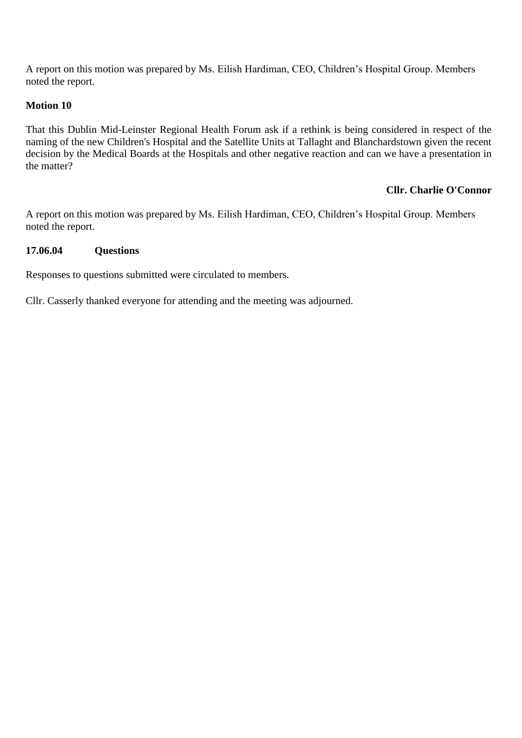A report on this motion was prepared by Ms. Eilish Hardiman, CEO, Children's Hospital Group. Members noted the report.

**Motion 10**

That this Dublin Mid-Leinster Regional Health Forum ask if a rethink is being considered in respect of the naming of the new Children's Hospital and the Satellite Units at Tallaght and Blanchardstown given the recent decision by the Medical Boards at the Hospitals and other negative reaction and can we have a presentation in the matter?

**Cllr. Charlie O'Connor**

A report on this motion was prepared by Ms. Eilish Hardiman, CEO, Children's Hospital Group. Members noted the report.

**17.06.04 Questions**

Responses to questions submitted were circulated to members.

Cllr. Casserly thanked everyone for attending and the meeting was adjourned.